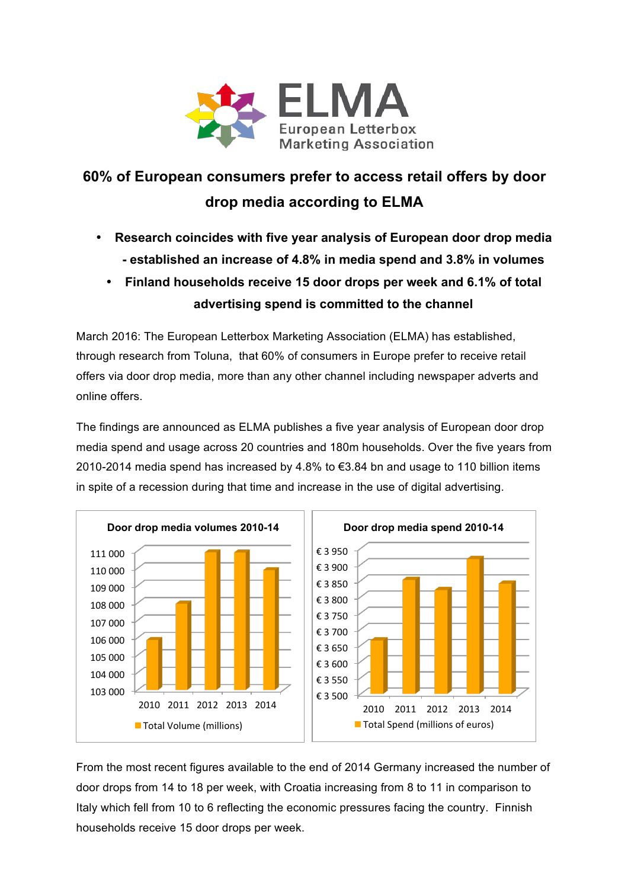ELMA

European Letterbox Marketing Association

# 60% of European consumers prefer to access retail offers by door drop media according to ELMA

- **Research coincides with five year analysis of European door drop media - established an increase of 4.8% in media spend and 3.8% in volumes**
- **Finland households receive 15 door drops per week and 6.1% of total advertising spend is committed to the channel**

March 2016: The European Letterbox Marketing Association (ELMA) has established, through research from Toluna, that 60% of consumers in Europe prefer to receive retail offers via door drop media, more than any other channel including newspaper adverts and online offers.

The findings are announced as ELMA publishes a five year analysis of European door drop media spend and usage across 20 countries and 180m households. Over the five years from 2010-2014 media spend has increased by 4.8% to €3.84 bn and usage to 110 billion items in spite of a recession during that time and increase in the use of digital advertising.

**Door drop media volumes 2010-14**

Total Volume (millions)

**Door drop media spend 2010-14**

Total Spend (millions of euros)

From the most recent figures available to the end of 2014 Germany increased the number of door drops from 14 to 18 per week, with Croatia increasing from 8 to 11 in comparison to Italy which fell from 10 to 6 reflecting the economic pressures facing the country. Finnish households receive 15 door drops per week.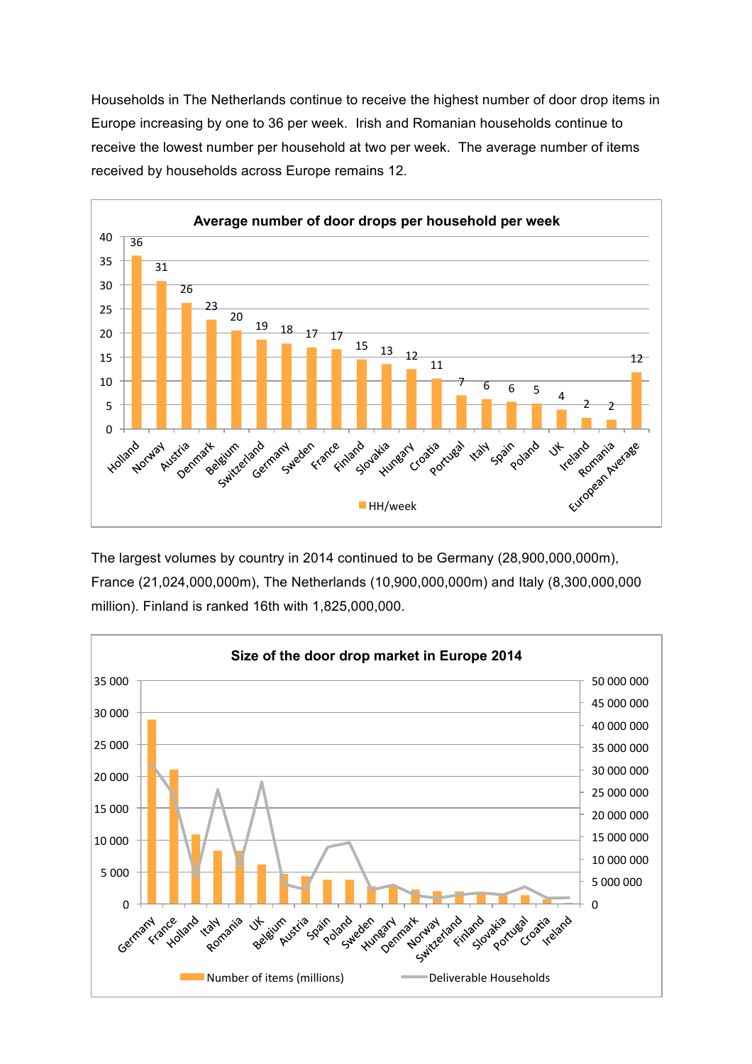Households in The Netherlands continue to receive the highest number of door drop items in Europe increasing by one to 36 per week. Irish and Romanian households continue to receive the lowest number per household at two per week. The average number of items received by households across Europe remains 12.

**Average number of door drops per household per week**

| Country | HH/week |
|---|---|
| Holland | 36 |
| Norway | 31 |
| Austria | 26 |
| Denmark | 23 |
| Belgium | 20 |
| Switzerland | 19 |
| Germany | 18 |
| Sweden | 17 |
| France | 17 |
| Finland | 15 |
| Slovakia | 13 |
| Hungary | 12 |
| Croatia | 11 |
| Portugal | 7 |
| Italy | 6 |
| Spain | 6 |
| Poland | 5 |
| UK | 4 |
| Ireland | 2 |
| Romania | 2 |
| European Average | 12 |

The largest volumes by country in 2014 continued to be Germany (28,900,000,000m), France (21,024,000,000m), The Netherlands (10,900,000,000m) and Italy (8,300,000,000 million). Finland is ranked 16th with 1,825,000,000.

**Size of the door drop market in Europe 2014**

Countries (left to right): Germany, France, Holland, Italy, Romania, UK, Belgium, Austria, Spain, Poland, Sweden, Hungary, Denmark, Norway, Switzerland, Finland, Slovakia, Portugal, Croatia, Ireland

Number of items (millions) — Deliverable Households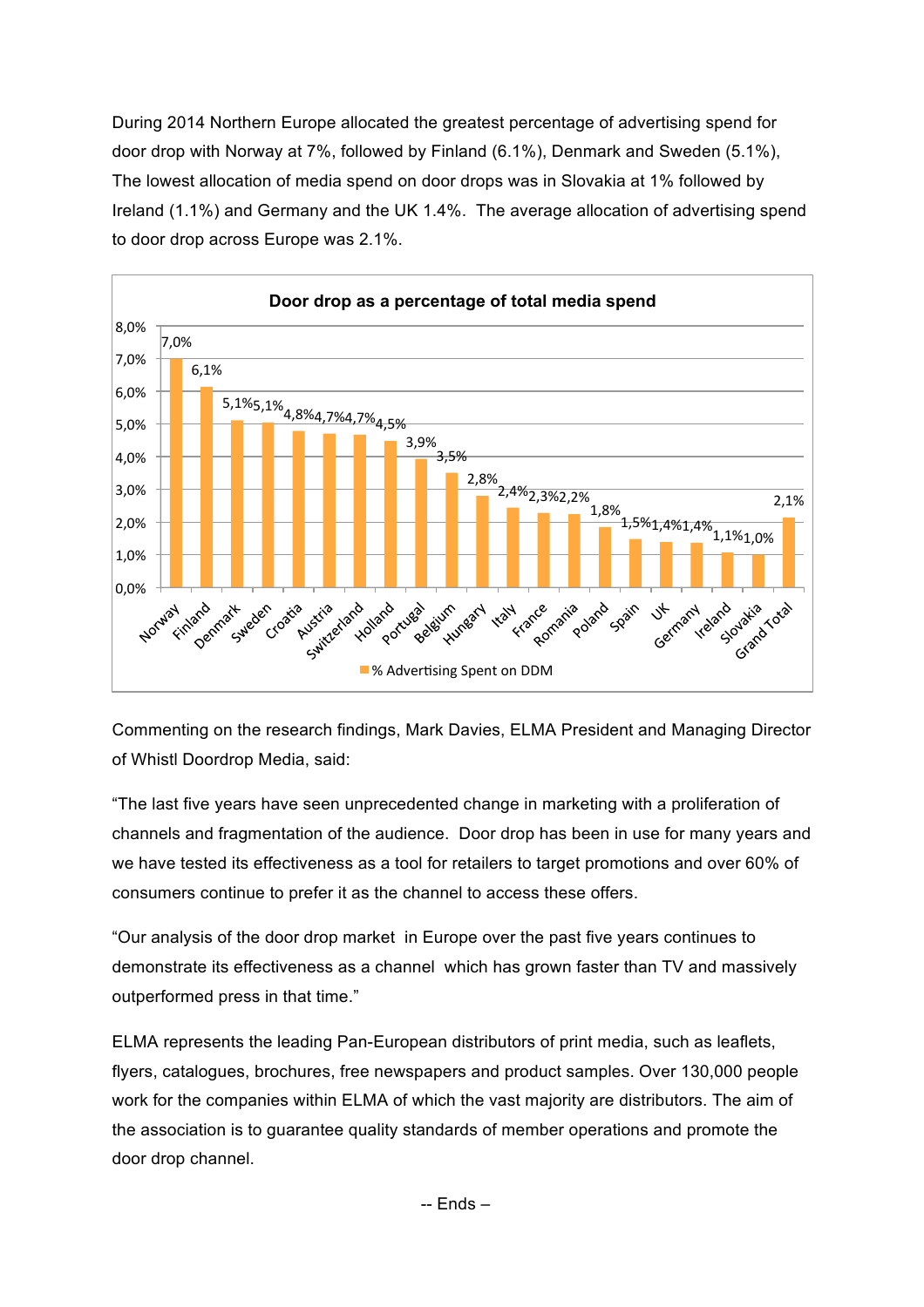During 2014 Northern Europe allocated the greatest percentage of advertising spend for door drop with Norway at 7%, followed by Finland (6.1%), Denmark and Sweden (5.1%), The lowest allocation of media spend on door drops was in Slovakia at 1% followed by Ireland (1.1%) and Germany and the UK 1.4%. The average allocation of advertising spend to door drop across Europe was 2.1%.

**Door drop as a percentage of total media spend**

| Country | % Advertising Spent on DDM |
|---|---|
| Norway | 7,0% |
| Finland | 6,1% |
| Denmark | 5,1% |
| Sweden | 5,1% |
| Croatia | 4,8% |
| Austria | 4,7% |
| Switzerland | 4,7% |
| Holland | 4,5% |
| Portugal | 3,9% |
| Belgium | 3,5% |
| Hungary | 2,8% |
| Italy | 2,4% |
| France | 2,3% |
| Romania | 2,2% |
| Poland | 1,8% |
| Spain | 1,5% |
| UK | 1,4% |
| Germany | 1,4% |
| Ireland | 1,1% |
| Slovakia | 1,0% |
| Grand Total | 2,1% |

Commenting on the research findings, Mark Davies, ELMA President and Managing Director of Whistl Doordrop Media, said:

"The last five years have seen unprecedented change in marketing with a proliferation of channels and fragmentation of the audience. Door drop has been in use for many years and we have tested its effectiveness as a tool for retailers to target promotions and over 60% of consumers continue to prefer it as the channel to access these offers.

"Our analysis of the door drop market in Europe over the past five years continues to demonstrate its effectiveness as a channel which has grown faster than TV and massively outperformed press in that time."

ELMA represents the leading Pan-European distributors of print media, such as leaflets, flyers, catalogues, brochures, free newspapers and product samples. Over 130,000 people work for the companies within ELMA of which the vast majority are distributors. The aim of the association is to guarantee quality standards of member operations and promote the door drop channel.

-- Ends –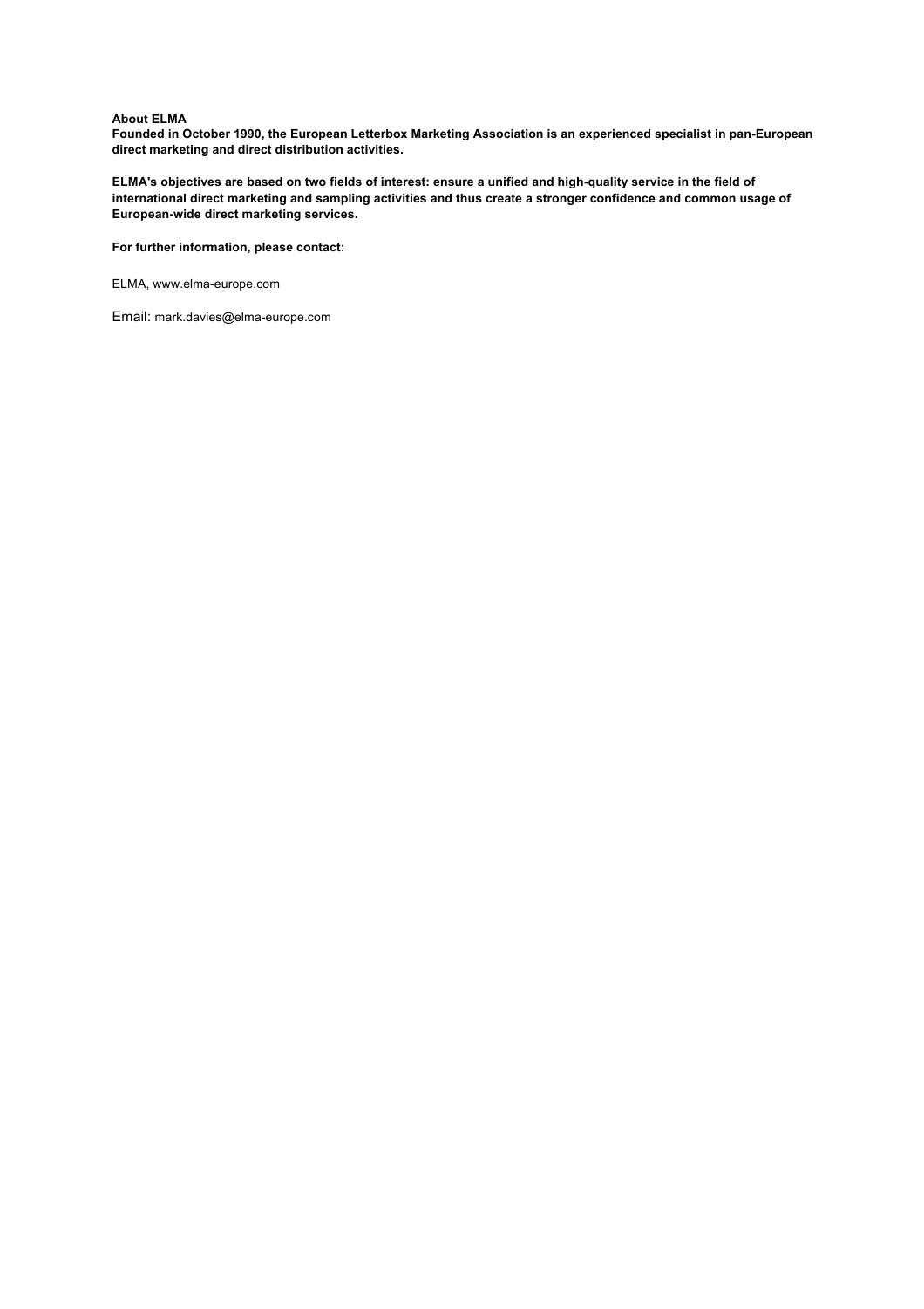**About ELMA**
**Founded in October 1990, the European Letterbox Marketing Association is an experienced specialist in pan-European direct marketing and direct distribution activities.**

**ELMA's objectives are based on two fields of interest: ensure a unified and high-quality service in the field of international direct marketing and sampling activities and thus create a stronger confidence and common usage of European-wide direct marketing services.**

**For further information, please contact:**

ELMA, www.elma-europe.com

Email: mark.davies@elma-europe.com